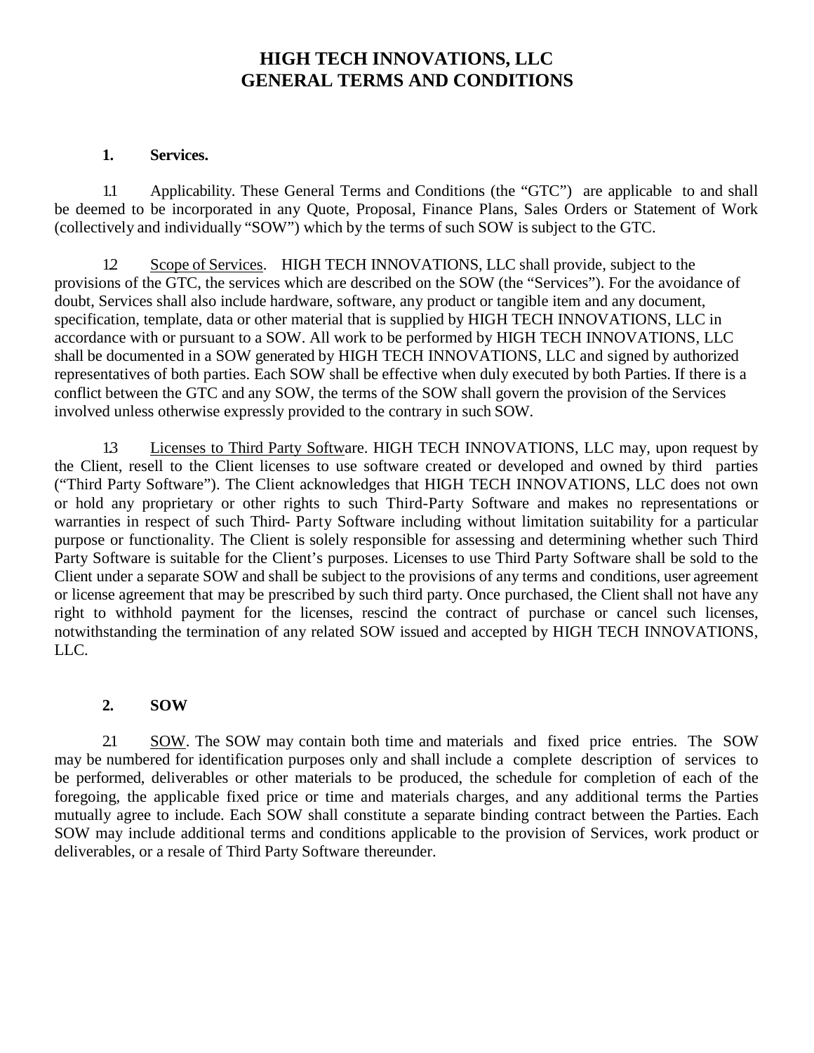# HIGH TECH INNOVATIONS, LLC
# GENERAL TERMS AND CONDITIONS

## 1. Services.

1.1 Applicability. These General Terms and Conditions (the "GTC") are applicable to and shall be deemed to be incorporated in any Quote, Proposal, Finance Plans, Sales Orders or Statement of Work (collectively and individually "SOW") which by the terms of such SOW is subject to the GTC.

1.2 Scope of Services. HIGH TECH INNOVATIONS, LLC shall provide, subject to the provisions of the GTC, the services which are described on the SOW (the "Services"). For the avoidance of doubt, Services shall also include hardware, software, any product or tangible item and any document, specification, template, data or other material that is supplied by HIGH TECH INNOVATIONS, LLC in accordance with or pursuant to a SOW. All work to be performed by HIGH TECH INNOVATIONS, LLC shall be documented in a SOW generated by HIGH TECH INNOVATIONS, LLC and signed by authorized representatives of both parties. Each SOW shall be effective when duly executed by both Parties. If there is a conflict between the GTC and any SOW, the terms of the SOW shall govern the provision of the Services involved unless otherwise expressly provided to the contrary in such SOW.

1.3 Licenses to Third Party Software. HIGH TECH INNOVATIONS, LLC may, upon request by the Client, resell to the Client licenses to use software created or developed and owned by third parties ("Third Party Software"). The Client acknowledges that HIGH TECH INNOVATIONS, LLC does not own or hold any proprietary or other rights to such Third-Party Software and makes no representations or warranties in respect of such Third- Party Software including without limitation suitability for a particular purpose or functionality. The Client is solely responsible for assessing and determining whether such Third Party Software is suitable for the Client's purposes. Licenses to use Third Party Software shall be sold to the Client under a separate SOW and shall be subject to the provisions of any terms and conditions, user agreement or license agreement that may be prescribed by such third party. Once purchased, the Client shall not have any right to withhold payment for the licenses, rescind the contract of purchase or cancel such licenses, notwithstanding the termination of any related SOW issued and accepted by HIGH TECH INNOVATIONS, LLC.

## 2. SOW

2.1 SOW. The SOW may contain both time and materials and fixed price entries. The SOW may be numbered for identification purposes only and shall include a complete description of services to be performed, deliverables or other materials to be produced, the schedule for completion of each of the foregoing, the applicable fixed price or time and materials charges, and any additional terms the Parties mutually agree to include. Each SOW shall constitute a separate binding contract between the Parties. Each SOW may include additional terms and conditions applicable to the provision of Services, work product or deliverables, or a resale of Third Party Software thereunder.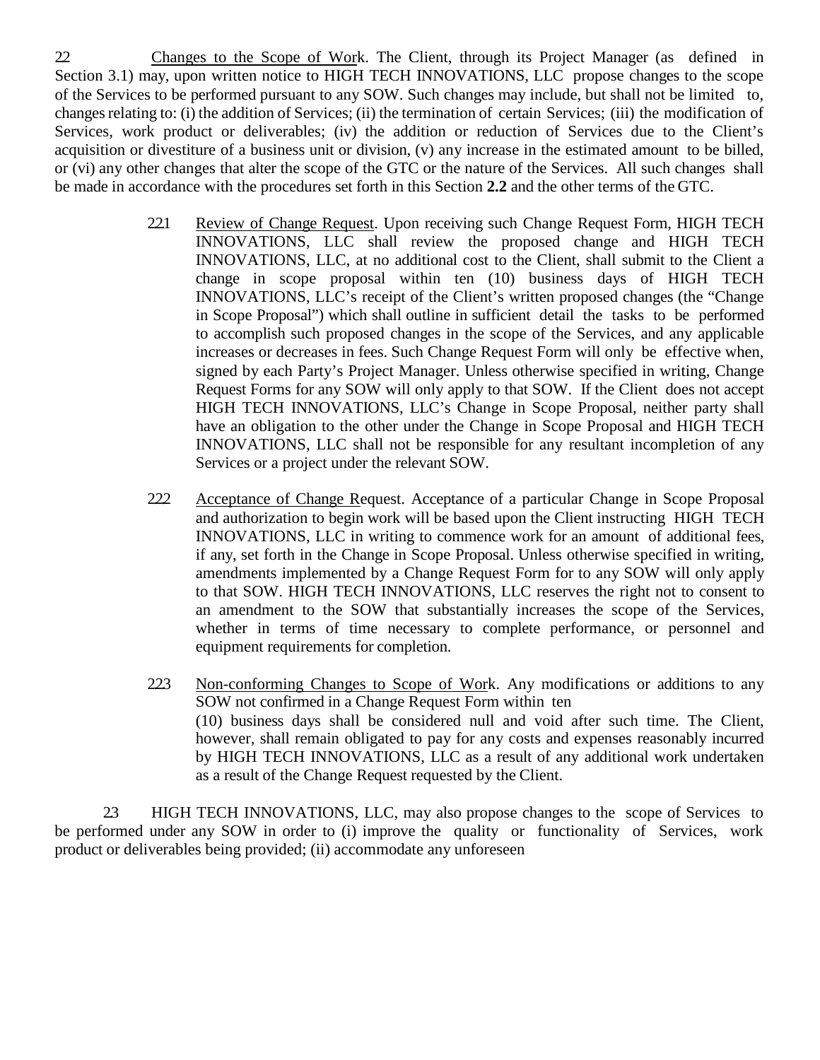2.2 Changes to the Scope of Work. The Client, through its Project Manager (as defined in Section 3.1) may, upon written notice to HIGH TECH INNOVATIONS, LLC propose changes to the scope of the Services to be performed pursuant to any SOW. Such changes may include, but shall not be limited to, changes relating to: (i) the addition of Services; (ii) the termination of certain Services; (iii) the modification of Services, work product or deliverables; (iv) the addition or reduction of Services due to the Client's acquisition or divestiture of a business unit or division, (v) any increase in the estimated amount to be billed, or (vi) any other changes that alter the scope of the GTC or the nature of the Services. All such changes shall be made in accordance with the procedures set forth in this Section **2.2** and the other terms of the GTC.

> 2.2.1 Review of Change Request. Upon receiving such Change Request Form, HIGH TECH INNOVATIONS, LLC shall review the proposed change and HIGH TECH INNOVATIONS, LLC, at no additional cost to the Client, shall submit to the Client a change in scope proposal within ten (10) business days of HIGH TECH INNOVATIONS, LLC's receipt of the Client's written proposed changes (the "Change in Scope Proposal") which shall outline in sufficient detail the tasks to be performed to accomplish such proposed changes in the scope of the Services, and any applicable increases or decreases in fees. Such Change Request Form will only be effective when, signed by each Party's Project Manager. Unless otherwise specified in writing, Change Request Forms for any SOW will only apply to that SOW. If the Client does not accept HIGH TECH INNOVATIONS, LLC's Change in Scope Proposal, neither party shall have an obligation to the other under the Change in Scope Proposal and HIGH TECH INNOVATIONS, LLC shall not be responsible for any resultant incompletion of any Services or a project under the relevant SOW.
>
> 2.2.2 Acceptance of Change Request. Acceptance of a particular Change in Scope Proposal and authorization to begin work will be based upon the Client instructing HIGH TECH INNOVATIONS, LLC in writing to commence work for an amount of additional fees, if any, set forth in the Change in Scope Proposal. Unless otherwise specified in writing, amendments implemented by a Change Request Form for to any SOW will only apply to that SOW. HIGH TECH INNOVATIONS, LLC reserves the right not to consent to an amendment to the SOW that substantially increases the scope of the Services, whether in terms of time necessary to complete performance, or personnel and equipment requirements for completion.
>
> 2.2.3 Non-conforming Changes to Scope of Work. Any modifications or additions to any SOW not confirmed in a Change Request Form within ten (10) business days shall be considered null and void after such time. The Client, however, shall remain obligated to pay for any costs and expenses reasonably incurred by HIGH TECH INNOVATIONS, LLC as a result of any additional work undertaken as a result of the Change Request requested by the Client.

2.3 HIGH TECH INNOVATIONS, LLC, may also propose changes to the scope of Services to be performed under any SOW in order to (i) improve the quality or functionality of Services, work product or deliverables being provided; (ii) accommodate any unforeseen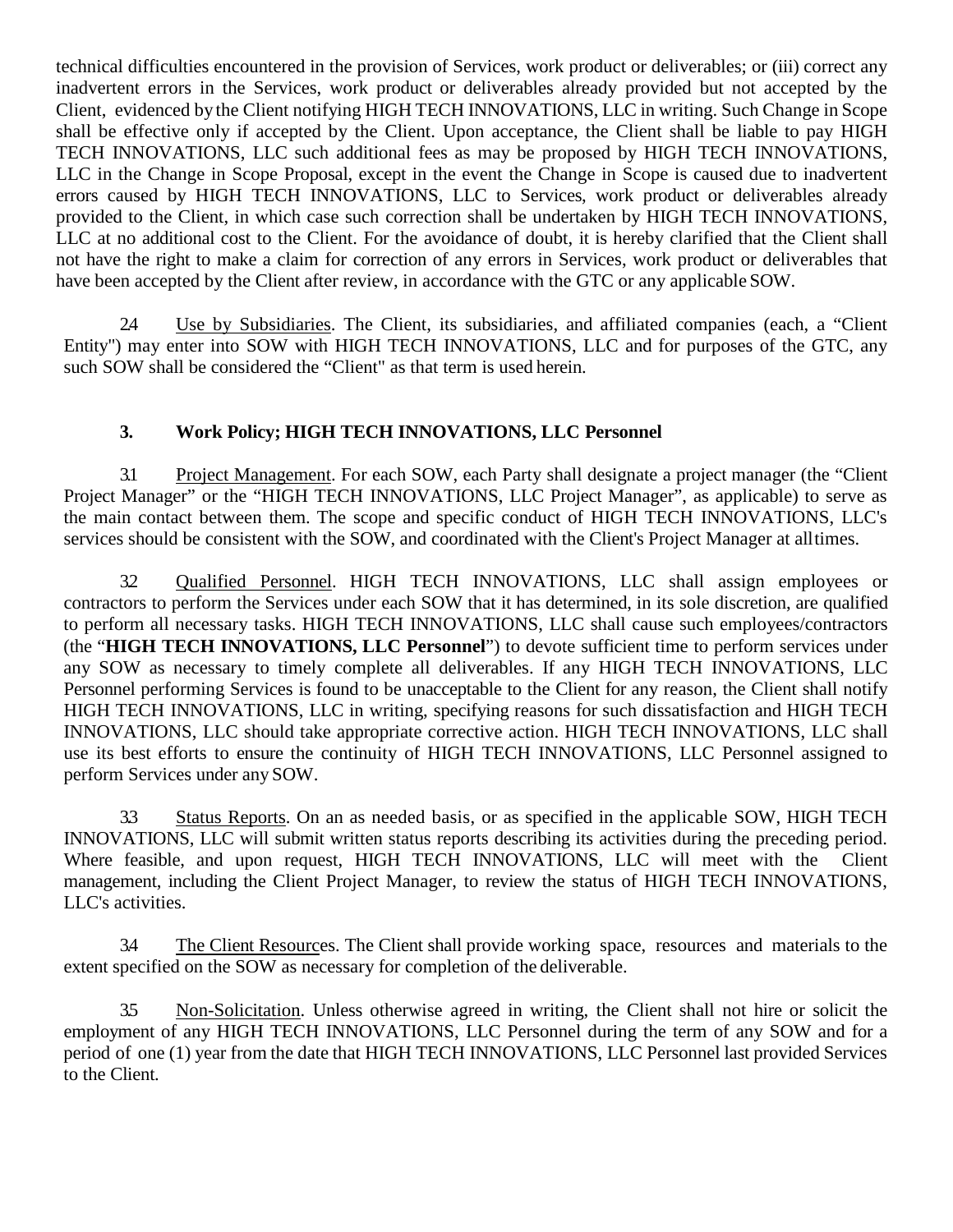technical difficulties encountered in the provision of Services, work product or deliverables; or (iii) correct any inadvertent errors in the Services, work product or deliverables already provided but not accepted by the Client, evidenced by the Client notifying HIGH TECH INNOVATIONS, LLC in writing. Such Change in Scope shall be effective only if accepted by the Client. Upon acceptance, the Client shall be liable to pay HIGH TECH INNOVATIONS, LLC such additional fees as may be proposed by HIGH TECH INNOVATIONS, LLC in the Change in Scope Proposal, except in the event the Change in Scope is caused due to inadvertent errors caused by HIGH TECH INNOVATIONS, LLC to Services, work product or deliverables already provided to the Client, in which case such correction shall be undertaken by HIGH TECH INNOVATIONS, LLC at no additional cost to the Client. For the avoidance of doubt, it is hereby clarified that the Client shall not have the right to make a claim for correction of any errors in Services, work product or deliverables that have been accepted by the Client after review, in accordance with the GTC or any applicable SOW.

2.4 Use by Subsidiaries. The Client, its subsidiaries, and affiliated companies (each, a "Client Entity") may enter into SOW with HIGH TECH INNOVATIONS, LLC and for purposes of the GTC, any such SOW shall be considered the "Client" as that term is used herein.

### 3. Work Policy; HIGH TECH INNOVATIONS, LLC Personnel

3.1 Project Management. For each SOW, each Party shall designate a project manager (the "Client Project Manager" or the "HIGH TECH INNOVATIONS, LLC Project Manager", as applicable) to serve as the main contact between them. The scope and specific conduct of HIGH TECH INNOVATIONS, LLC's services should be consistent with the SOW, and coordinated with the Client's Project Manager at all times.

3.2 Qualified Personnel. HIGH TECH INNOVATIONS, LLC shall assign employees or contractors to perform the Services under each SOW that it has determined, in its sole discretion, are qualified to perform all necessary tasks. HIGH TECH INNOVATIONS, LLC shall cause such employees/contractors (the "**HIGH TECH INNOVATIONS, LLC Personnel**") to devote sufficient time to perform services under any SOW as necessary to timely complete all deliverables. If any HIGH TECH INNOVATIONS, LLC Personnel performing Services is found to be unacceptable to the Client for any reason, the Client shall notify HIGH TECH INNOVATIONS, LLC in writing, specifying reasons for such dissatisfaction and HIGH TECH INNOVATIONS, LLC should take appropriate corrective action. HIGH TECH INNOVATIONS, LLC shall use its best efforts to ensure the continuity of HIGH TECH INNOVATIONS, LLC Personnel assigned to perform Services under any SOW.

3.3 Status Reports. On an as needed basis, or as specified in the applicable SOW, HIGH TECH INNOVATIONS, LLC will submit written status reports describing its activities during the preceding period. Where feasible, and upon request, HIGH TECH INNOVATIONS, LLC will meet with the Client management, including the Client Project Manager, to review the status of HIGH TECH INNOVATIONS, LLC's activities.

3.4 The Client Resources. The Client shall provide working space, resources and materials to the extent specified on the SOW as necessary for completion of the deliverable.

3.5 Non-Solicitation. Unless otherwise agreed in writing, the Client shall not hire or solicit the employment of any HIGH TECH INNOVATIONS, LLC Personnel during the term of any SOW and for a period of one (1) year from the date that HIGH TECH INNOVATIONS, LLC Personnel last provided Services to the Client.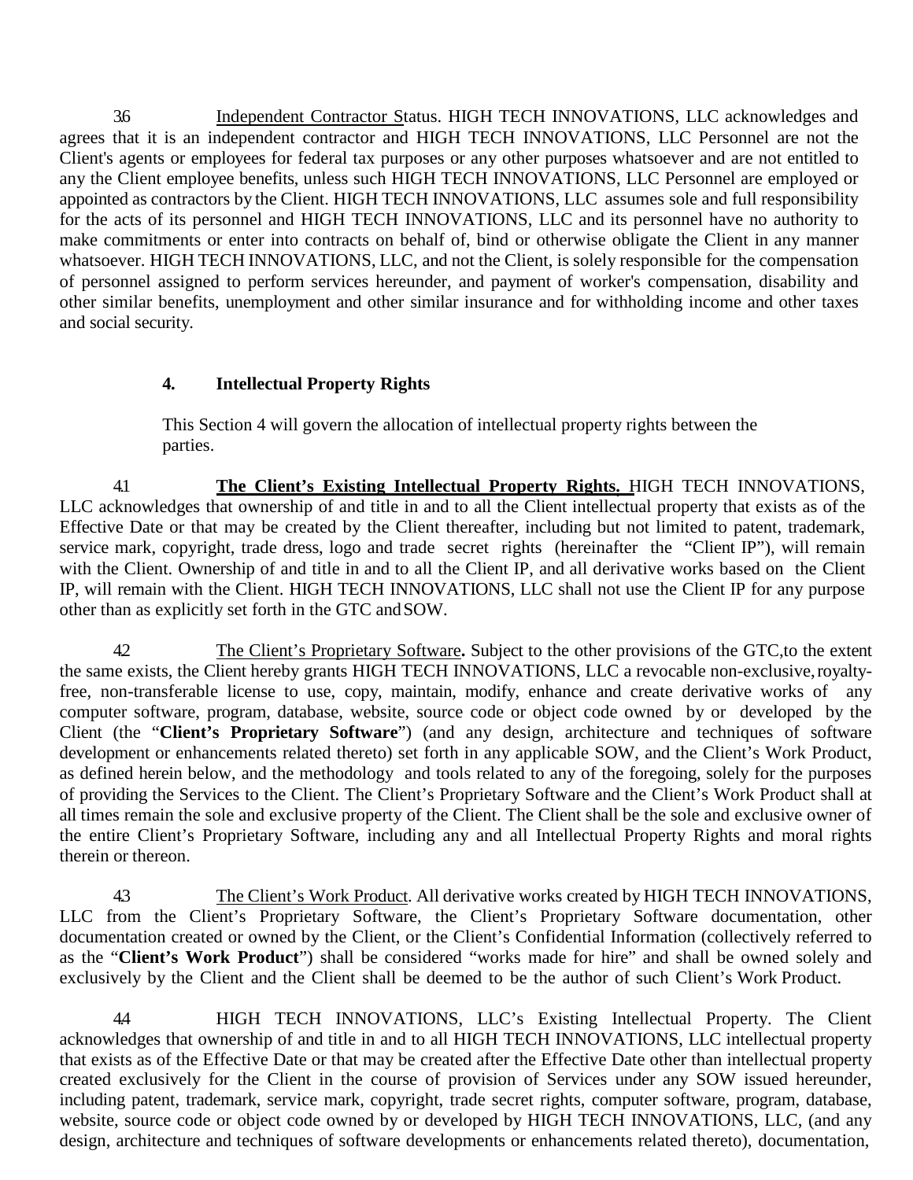3.6 Independent Contractor Status. HIGH TECH INNOVATIONS, LLC acknowledges and agrees that it is an independent contractor and HIGH TECH INNOVATIONS, LLC Personnel are not the Client's agents or employees for federal tax purposes or any other purposes whatsoever and are not entitled to any the Client employee benefits, unless such HIGH TECH INNOVATIONS, LLC Personnel are employed or appointed as contractors by the Client. HIGH TECH INNOVATIONS, LLC assumes sole and full responsibility for the acts of its personnel and HIGH TECH INNOVATIONS, LLC and its personnel have no authority to make commitments or enter into contracts on behalf of, bind or otherwise obligate the Client in any manner whatsoever. HIGH TECH INNOVATIONS, LLC, and not the Client, is solely responsible for the compensation of personnel assigned to perform services hereunder, and payment of worker's compensation, disability and other similar benefits, unemployment and other similar insurance and for withholding income and other taxes and social security.

## 4. Intellectual Property Rights

This Section 4 will govern the allocation of intellectual property rights between the parties.

4.1 **The Client's Existing Intellectual Property Rights.** HIGH TECH INNOVATIONS, LLC acknowledges that ownership of and title in and to all the Client intellectual property that exists as of the Effective Date or that may be created by the Client thereafter, including but not limited to patent, trademark, service mark, copyright, trade dress, logo and trade secret rights (hereinafter the "Client IP"), will remain with the Client. Ownership of and title in and to all the Client IP, and all derivative works based on the Client IP, will remain with the Client. HIGH TECH INNOVATIONS, LLC shall not use the Client IP for any purpose other than as explicitly set forth in the GTC and SOW.

4.2 The Client's Proprietary Software. Subject to the other provisions of the GTC,to the extent the same exists, the Client hereby grants HIGH TECH INNOVATIONS, LLC a revocable non-exclusive, royalty-free, non-transferable license to use, copy, maintain, modify, enhance and create derivative works of any computer software, program, database, website, source code or object code owned by or developed by the Client (the "**Client's Proprietary Software**") (and any design, architecture and techniques of software development or enhancements related thereto) set forth in any applicable SOW, and the Client's Work Product, as defined herein below, and the methodology and tools related to any of the foregoing, solely for the purposes of providing the Services to the Client. The Client's Proprietary Software and the Client's Work Product shall at all times remain the sole and exclusive property of the Client. The Client shall be the sole and exclusive owner of the entire Client's Proprietary Software, including any and all Intellectual Property Rights and moral rights therein or thereon.

4.3 The Client's Work Product. All derivative works created by HIGH TECH INNOVATIONS, LLC from the Client's Proprietary Software, the Client's Proprietary Software documentation, other documentation created or owned by the Client, or the Client's Confidential Information (collectively referred to as the "**Client's Work Product**") shall be considered "works made for hire" and shall be owned solely and exclusively by the Client and the Client shall be deemed to be the author of such Client's Work Product.

4.4 HIGH TECH INNOVATIONS, LLC's Existing Intellectual Property. The Client acknowledges that ownership of and title in and to all HIGH TECH INNOVATIONS, LLC intellectual property that exists as of the Effective Date or that may be created after the Effective Date other than intellectual property created exclusively for the Client in the course of provision of Services under any SOW issued hereunder, including patent, trademark, service mark, copyright, trade secret rights, computer software, program, database, website, source code or object code owned by or developed by HIGH TECH INNOVATIONS, LLC, (and any design, architecture and techniques of software developments or enhancements related thereto), documentation,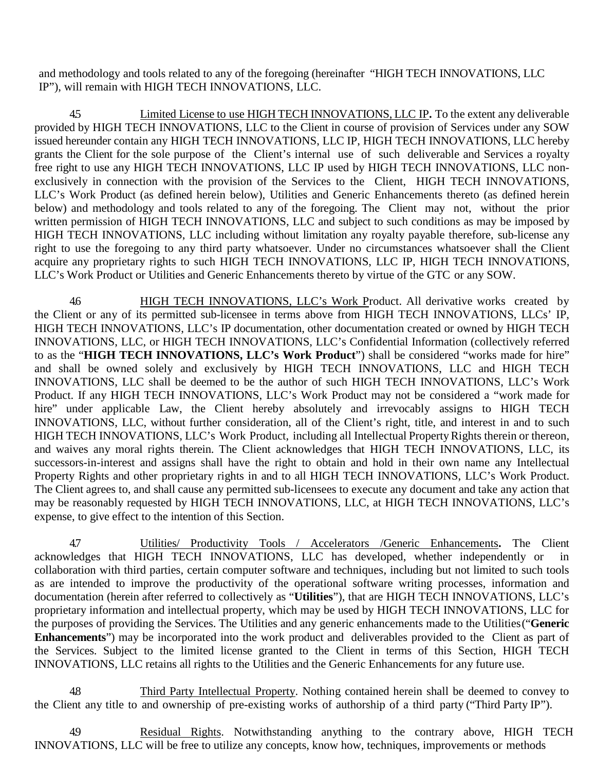and methodology and tools related to any of the foregoing (hereinafter "HIGH TECH INNOVATIONS, LLC IP"), will remain with HIGH TECH INNOVATIONS, LLC.

4.5 Limited License to use HIGH TECH INNOVATIONS, LLC IP**.** To the extent any deliverable provided by HIGH TECH INNOVATIONS, LLC to the Client in course of provision of Services under any SOW issued hereunder contain any HIGH TECH INNOVATIONS, LLC IP, HIGH TECH INNOVATIONS, LLC hereby grants the Client for the sole purpose of the Client's internal use of such deliverable and Services a royalty free right to use any HIGH TECH INNOVATIONS, LLC IP used by HIGH TECH INNOVATIONS, LLC non-exclusively in connection with the provision of the Services to the Client, HIGH TECH INNOVATIONS, LLC's Work Product (as defined herein below), Utilities and Generic Enhancements thereto (as defined herein below) and methodology and tools related to any of the foregoing. The Client may not, without the prior written permission of HIGH TECH INNOVATIONS, LLC and subject to such conditions as may be imposed by HIGH TECH INNOVATIONS, LLC including without limitation any royalty payable therefore, sub-license any right to use the foregoing to any third party whatsoever. Under no circumstances whatsoever shall the Client acquire any proprietary rights to such HIGH TECH INNOVATIONS, LLC IP, HIGH TECH INNOVATIONS, LLC's Work Product or Utilities and Generic Enhancements thereto by virtue of the GTC or any SOW.

4.6 HIGH TECH INNOVATIONS, LLC's Work Product. All derivative works created by the Client or any of its permitted sub-licensee in terms above from HIGH TECH INNOVATIONS, LLCs' IP, HIGH TECH INNOVATIONS, LLC's IP documentation, other documentation created or owned by HIGH TECH INNOVATIONS, LLC, or HIGH TECH INNOVATIONS, LLC's Confidential Information (collectively referred to as the "**HIGH TECH INNOVATIONS, LLC's Work Product**") shall be considered "works made for hire" and shall be owned solely and exclusively by HIGH TECH INNOVATIONS, LLC and HIGH TECH INNOVATIONS, LLC shall be deemed to be the author of such HIGH TECH INNOVATIONS, LLC's Work Product. If any HIGH TECH INNOVATIONS, LLC's Work Product may not be considered a "work made for hire" under applicable Law, the Client hereby absolutely and irrevocably assigns to HIGH TECH INNOVATIONS, LLC, without further consideration, all of the Client's right, title, and interest in and to such HIGH TECH INNOVATIONS, LLC's Work Product, including all Intellectual Property Rights therein or thereon, and waives any moral rights therein. The Client acknowledges that HIGH TECH INNOVATIONS, LLC, its successors-in-interest and assigns shall have the right to obtain and hold in their own name any Intellectual Property Rights and other proprietary rights in and to all HIGH TECH INNOVATIONS, LLC's Work Product. The Client agrees to, and shall cause any permitted sub-licensees to execute any document and take any action that may be reasonably requested by HIGH TECH INNOVATIONS, LLC, at HIGH TECH INNOVATIONS, LLC's expense, to give effect to the intention of this Section.

4.7 Utilities/ Productivity Tools / Accelerators /Generic Enhancements**.** The Client acknowledges that HIGH TECH INNOVATIONS, LLC has developed, whether independently or in collaboration with third parties, certain computer software and techniques, including but not limited to such tools as are intended to improve the productivity of the operational software writing processes, information and documentation (herein after referred to collectively as "**Utilities**"), that are HIGH TECH INNOVATIONS, LLC's proprietary information and intellectual property, which may be used by HIGH TECH INNOVATIONS, LLC for the purposes of providing the Services. The Utilities and any generic enhancements made to the Utilities ("**Generic Enhancements**") may be incorporated into the work product and deliverables provided to the Client as part of the Services. Subject to the limited license granted to the Client in terms of this Section, HIGH TECH INNOVATIONS, LLC retains all rights to the Utilities and the Generic Enhancements for any future use.

4.8 Third Party Intellectual Property. Nothing contained herein shall be deemed to convey to the Client any title to and ownership of pre-existing works of authorship of a third party ("Third Party IP").

4.9 Residual Rights. Notwithstanding anything to the contrary above, HIGH TECH INNOVATIONS, LLC will be free to utilize any concepts, know how, techniques, improvements or methods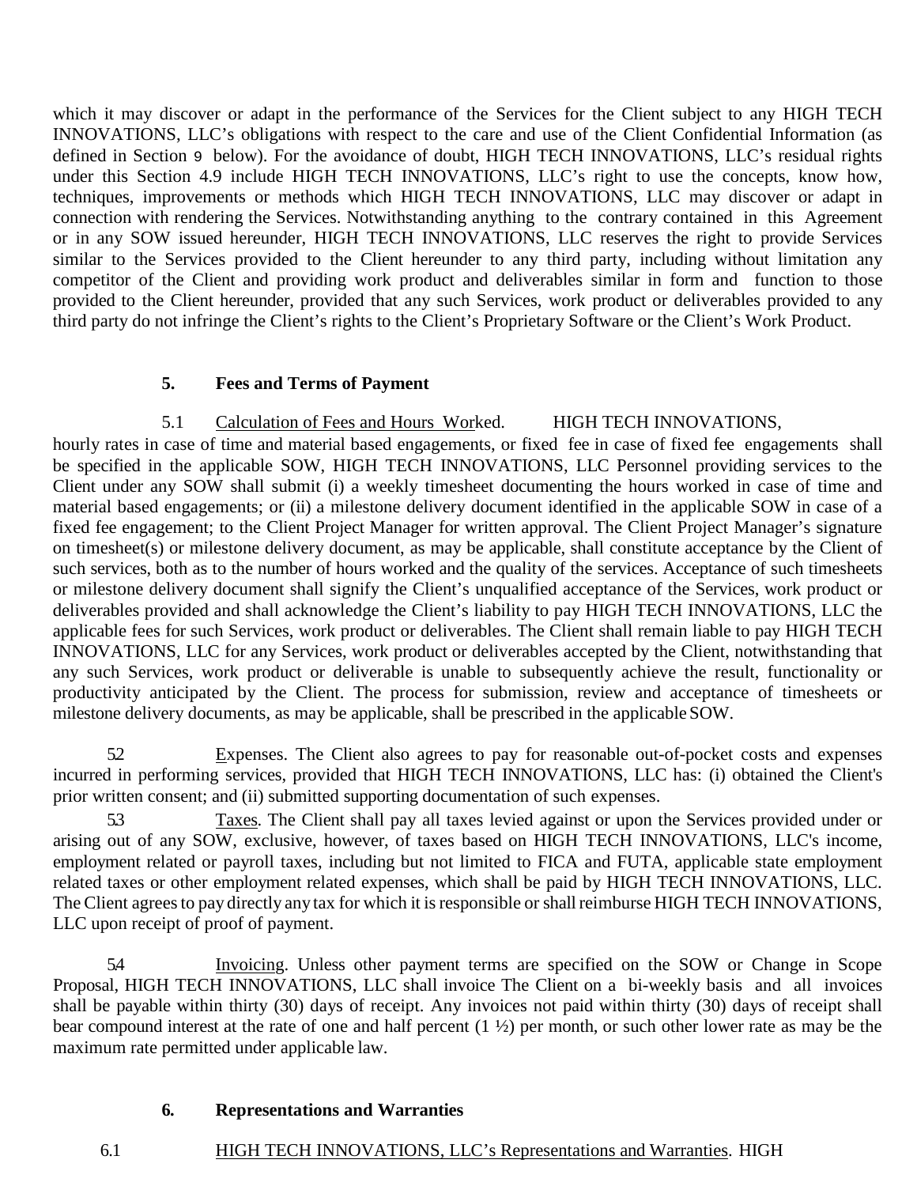which it may discover or adapt in the performance of the Services for the Client subject to any HIGH TECH INNOVATIONS, LLC's obligations with respect to the care and use of the Client Confidential Information (as defined in Section 9 below). For the avoidance of doubt, HIGH TECH INNOVATIONS, LLC's residual rights under this Section 4.9 include HIGH TECH INNOVATIONS, LLC's right to use the concepts, know how, techniques, improvements or methods which HIGH TECH INNOVATIONS, LLC may discover or adapt in connection with rendering the Services. Notwithstanding anything to the contrary contained in this Agreement or in any SOW issued hereunder, HIGH TECH INNOVATIONS, LLC reserves the right to provide Services similar to the Services provided to the Client hereunder to any third party, including without limitation any competitor of the Client and providing work product and deliverables similar in form and function to those provided to the Client hereunder, provided that any such Services, work product or deliverables provided to any third party do not infringe the Client's rights to the Client's Proprietary Software or the Client's Work Product.

## 5. Fees and Terms of Payment

5.1 Calculation of Fees and Hours Worked. HIGH TECH INNOVATIONS, hourly rates in case of time and material based engagements, or fixed fee in case of fixed fee engagements shall be specified in the applicable SOW, HIGH TECH INNOVATIONS, LLC Personnel providing services to the Client under any SOW shall submit (i) a weekly timesheet documenting the hours worked in case of time and material based engagements; or (ii) a milestone delivery document identified in the applicable SOW in case of a fixed fee engagement; to the Client Project Manager for written approval. The Client Project Manager's signature on timesheet(s) or milestone delivery document, as may be applicable, shall constitute acceptance by the Client of such services, both as to the number of hours worked and the quality of the services. Acceptance of such timesheets or milestone delivery document shall signify the Client's unqualified acceptance of the Services, work product or deliverables provided and shall acknowledge the Client's liability to pay HIGH TECH INNOVATIONS, LLC the applicable fees for such Services, work product or deliverables. The Client shall remain liable to pay HIGH TECH INNOVATIONS, LLC for any Services, work product or deliverables accepted by the Client, notwithstanding that any such Services, work product or deliverable is unable to subsequently achieve the result, functionality or productivity anticipated by the Client. The process for submission, review and acceptance of timesheets or milestone delivery documents, as may be applicable, shall be prescribed in the applicable SOW.

5.2 Expenses. The Client also agrees to pay for reasonable out-of-pocket costs and expenses incurred in performing services, provided that HIGH TECH INNOVATIONS, LLC has: (i) obtained the Client's prior written consent; and (ii) submitted supporting documentation of such expenses.

5.3 Taxes. The Client shall pay all taxes levied against or upon the Services provided under or arising out of any SOW, exclusive, however, of taxes based on HIGH TECH INNOVATIONS, LLC's income, employment related or payroll taxes, including but not limited to FICA and FUTA, applicable state employment related taxes or other employment related expenses, which shall be paid by HIGH TECH INNOVATIONS, LLC. The Client agrees to pay directly any tax for which it is responsible or shall reimburse HIGH TECH INNOVATIONS, LLC upon receipt of proof of payment.

5.4 Invoicing. Unless other payment terms are specified on the SOW or Change in Scope Proposal, HIGH TECH INNOVATIONS, LLC shall invoice The Client on a bi-weekly basis and all invoices shall be payable within thirty (30) days of receipt. Any invoices not paid within thirty (30) days of receipt shall bear compound interest at the rate of one and half percent (1 ½) per month, or such other lower rate as may be the maximum rate permitted under applicable law.

## 6. Representations and Warranties

6.1 HIGH TECH INNOVATIONS, LLC's Representations and Warranties. HIGH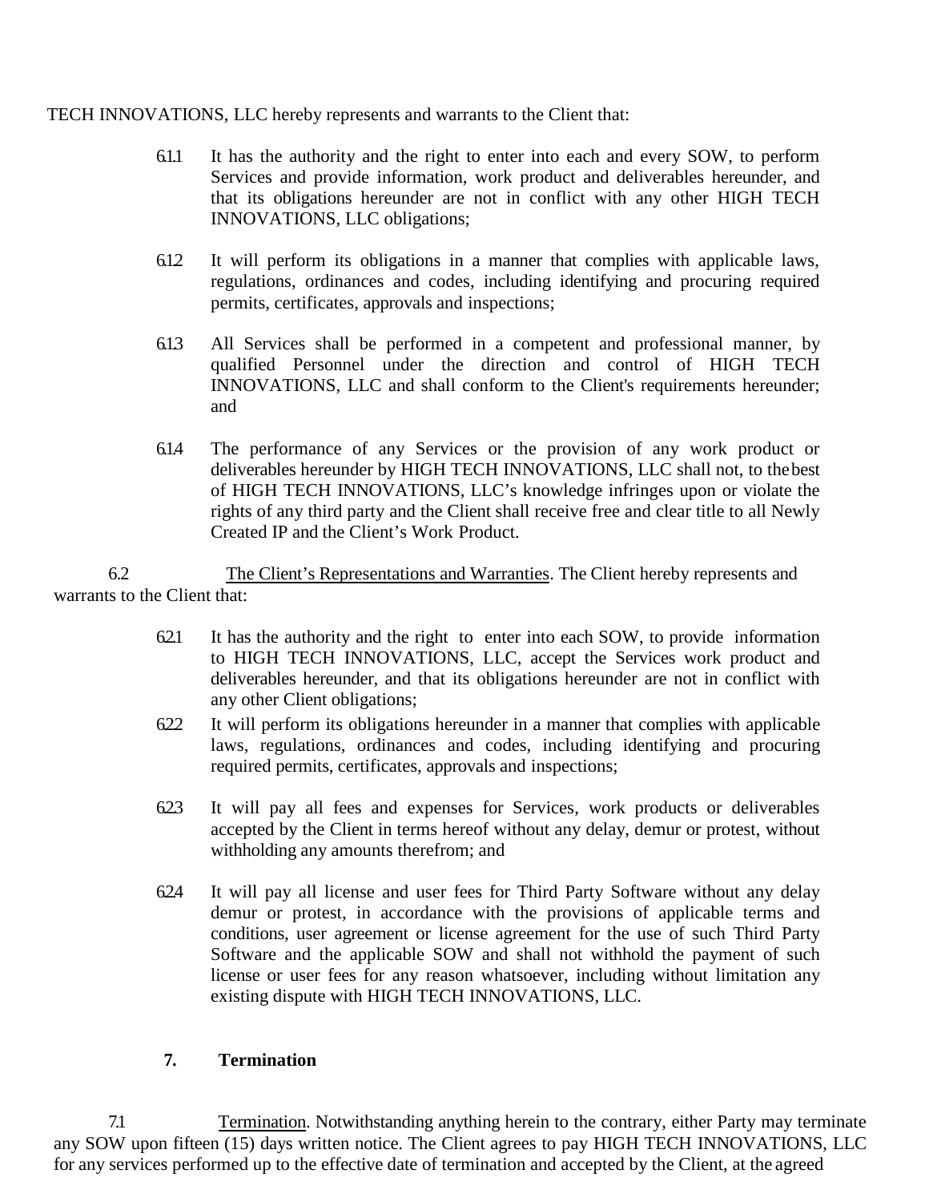TECH INNOVATIONS, LLC hereby represents and warrants to the Client that:

6.1.1 It has the authority and the right to enter into each and every SOW, to perform Services and provide information, work product and deliverables hereunder, and that its obligations hereunder are not in conflict with any other HIGH TECH INNOVATIONS, LLC obligations;

6.1.2 It will perform its obligations in a manner that complies with applicable laws, regulations, ordinances and codes, including identifying and procuring required permits, certificates, approvals and inspections;

6.1.3 All Services shall be performed in a competent and professional manner, by qualified Personnel under the direction and control of HIGH TECH INNOVATIONS, LLC and shall conform to the Client's requirements hereunder; and

6.1.4 The performance of any Services or the provision of any work product or deliverables hereunder by HIGH TECH INNOVATIONS, LLC shall not, to the best of HIGH TECH INNOVATIONS, LLC's knowledge infringes upon or violate the rights of any third party and the Client shall receive free and clear title to all Newly Created IP and the Client's Work Product.

6.2 The Client's Representations and Warranties. The Client hereby represents and warrants to the Client that:

6.2.1 It has the authority and the right to enter into each SOW, to provide information to HIGH TECH INNOVATIONS, LLC, accept the Services work product and deliverables hereunder, and that its obligations hereunder are not in conflict with any other Client obligations;

6.2.2 It will perform its obligations hereunder in a manner that complies with applicable laws, regulations, ordinances and codes, including identifying and procuring required permits, certificates, approvals and inspections;

6.2.3 It will pay all fees and expenses for Services, work products or deliverables accepted by the Client in terms hereof without any delay, demur or protest, without withholding any amounts therefrom; and

6.2.4 It will pay all license and user fees for Third Party Software without any delay demur or protest, in accordance with the provisions of applicable terms and conditions, user agreement or license agreement for the use of such Third Party Software and the applicable SOW and shall not withhold the payment of such license or user fees for any reason whatsoever, including without limitation any existing dispute with HIGH TECH INNOVATIONS, LLC.

## 7. Termination

7.1 Termination. Notwithstanding anything herein to the contrary, either Party may terminate any SOW upon fifteen (15) days written notice. The Client agrees to pay HIGH TECH INNOVATIONS, LLC for any services performed up to the effective date of termination and accepted by the Client, at the agreed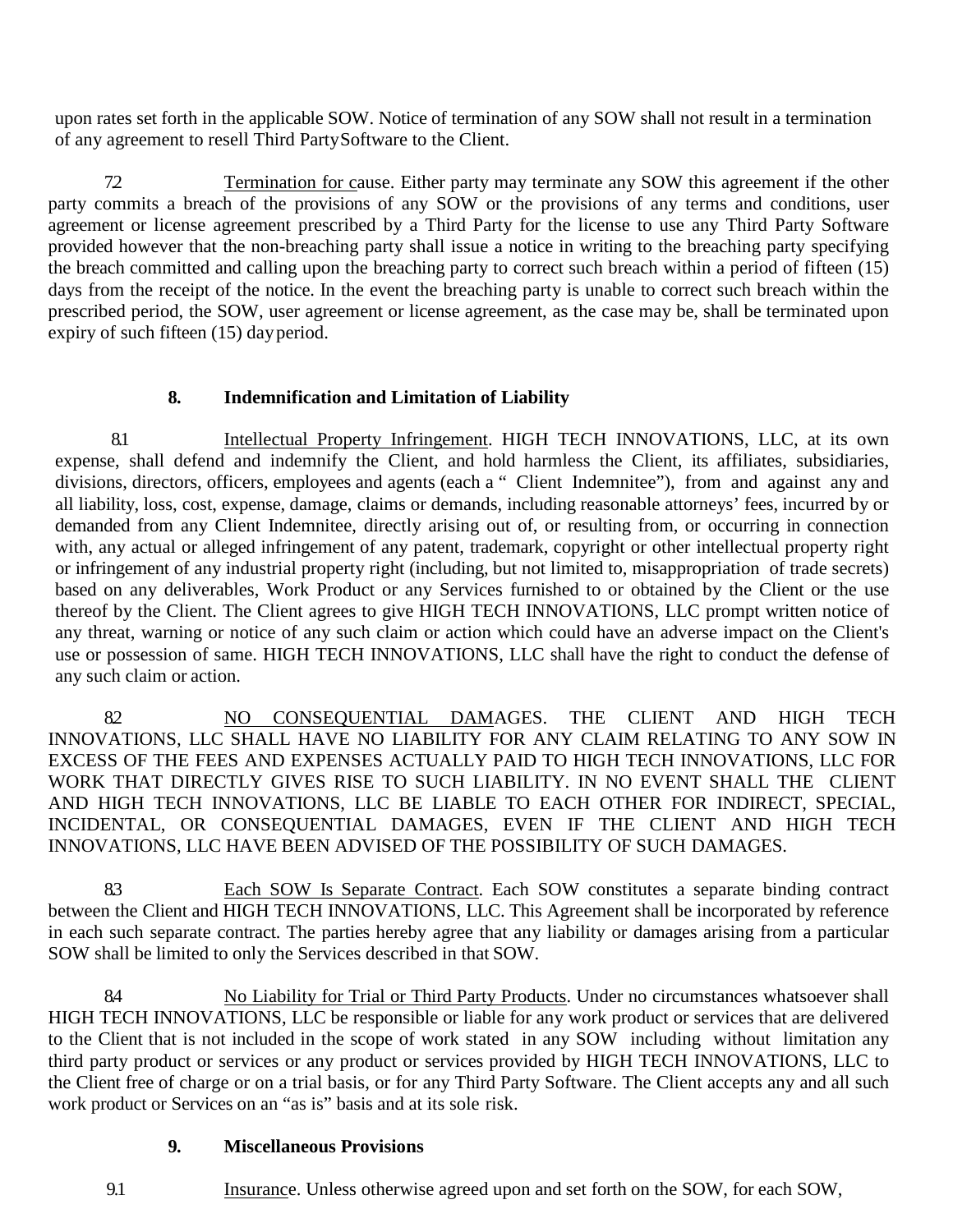upon rates set forth in the applicable SOW. Notice of termination of any SOW shall not result in a termination of any agreement to resell Third Party Software to the Client.

7.2 Termination for cause. Either party may terminate any SOW this agreement if the other party commits a breach of the provisions of any SOW or the provisions of any terms and conditions, user agreement or license agreement prescribed by a Third Party for the license to use any Third Party Software provided however that the non-breaching party shall issue a notice in writing to the breaching party specifying the breach committed and calling upon the breaching party to correct such breach within a period of fifteen (15) days from the receipt of the notice. In the event the breaching party is unable to correct such breach within the prescribed period, the SOW, user agreement or license agreement, as the case may be, shall be terminated upon expiry of such fifteen (15) day period.

## 8. Indemnification and Limitation of Liability

8.1 Intellectual Property Infringement. HIGH TECH INNOVATIONS, LLC, at its own expense, shall defend and indemnify the Client, and hold harmless the Client, its affiliates, subsidiaries, divisions, directors, officers, employees and agents (each a " Client Indemnitee"), from and against any and all liability, loss, cost, expense, damage, claims or demands, including reasonable attorneys' fees, incurred by or demanded from any Client Indemnitee, directly arising out of, or resulting from, or occurring in connection with, any actual or alleged infringement of any patent, trademark, copyright or other intellectual property right or infringement of any industrial property right (including, but not limited to, misappropriation of trade secrets) based on any deliverables, Work Product or any Services furnished to or obtained by the Client or the use thereof by the Client. The Client agrees to give HIGH TECH INNOVATIONS, LLC prompt written notice of any threat, warning or notice of any such claim or action which could have an adverse impact on the Client's use or possession of same. HIGH TECH INNOVATIONS, LLC shall have the right to conduct the defense of any such claim or action.

8.2 NO CONSEQUENTIAL DAMAGES. THE CLIENT AND HIGH TECH INNOVATIONS, LLC SHALL HAVE NO LIABILITY FOR ANY CLAIM RELATING TO ANY SOW IN EXCESS OF THE FEES AND EXPENSES ACTUALLY PAID TO HIGH TECH INNOVATIONS, LLC FOR WORK THAT DIRECTLY GIVES RISE TO SUCH LIABILITY. IN NO EVENT SHALL THE CLIENT AND HIGH TECH INNOVATIONS, LLC BE LIABLE TO EACH OTHER FOR INDIRECT, SPECIAL, INCIDENTAL, OR CONSEQUENTIAL DAMAGES, EVEN IF THE CLIENT AND HIGH TECH INNOVATIONS, LLC HAVE BEEN ADVISED OF THE POSSIBILITY OF SUCH DAMAGES.

8.3 Each SOW Is Separate Contract. Each SOW constitutes a separate binding contract between the Client and HIGH TECH INNOVATIONS, LLC. This Agreement shall be incorporated by reference in each such separate contract. The parties hereby agree that any liability or damages arising from a particular SOW shall be limited to only the Services described in that SOW.

8.4 No Liability for Trial or Third Party Products. Under no circumstances whatsoever shall HIGH TECH INNOVATIONS, LLC be responsible or liable for any work product or services that are delivered to the Client that is not included in the scope of work stated in any SOW including without limitation any third party product or services or any product or services provided by HIGH TECH INNOVATIONS, LLC to the Client free of charge or on a trial basis, or for any Third Party Software. The Client accepts any and all such work product or Services on an "as is" basis and at its sole risk.

## 9. Miscellaneous Provisions

9.1 Insurance. Unless otherwise agreed upon and set forth on the SOW, for each SOW,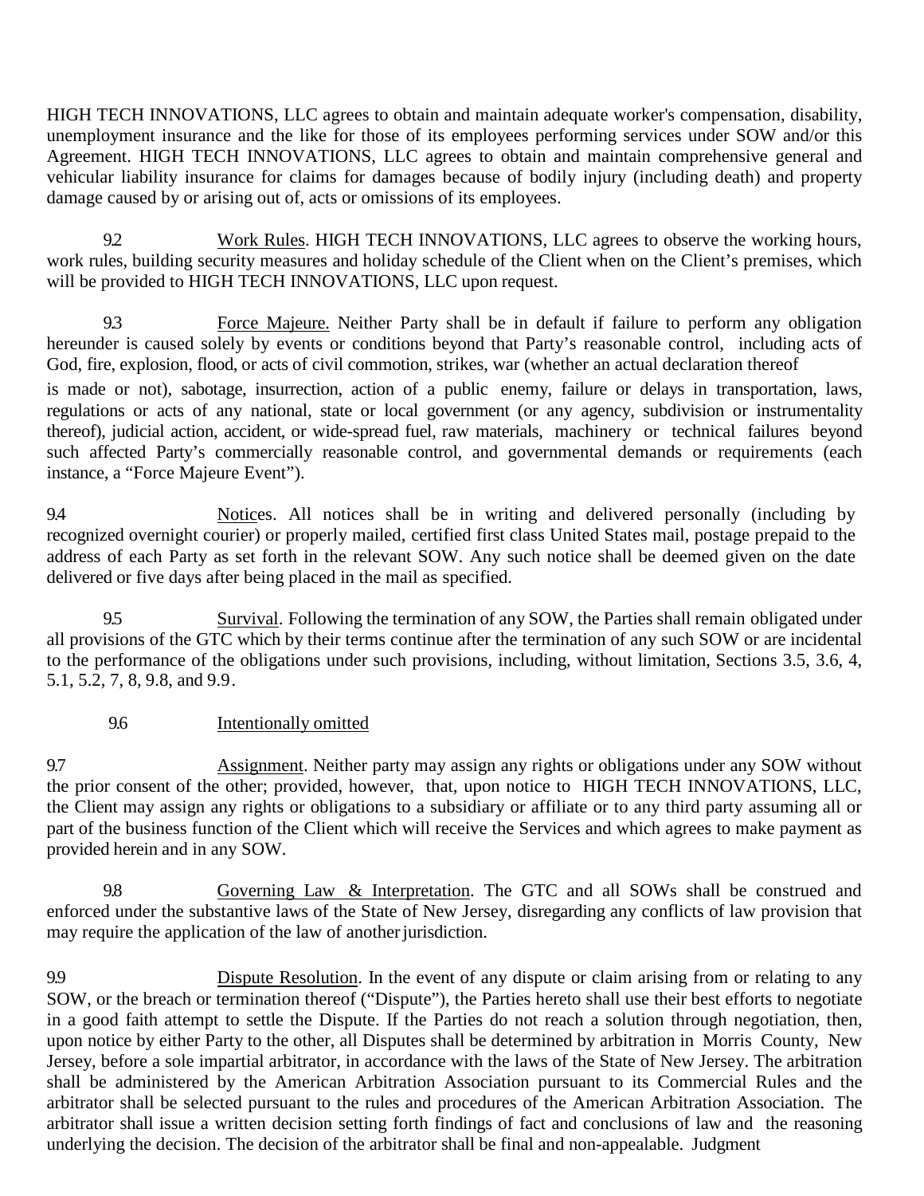HIGH TECH INNOVATIONS, LLC agrees to obtain and maintain adequate worker's compensation, disability, unemployment insurance and the like for those of its employees performing services under SOW and/or this Agreement. HIGH TECH INNOVATIONS, LLC agrees to obtain and maintain comprehensive general and vehicular liability insurance for claims for damages because of bodily injury (including death) and property damage caused by or arising out of, acts or omissions of its employees.

9.2 Work Rules. HIGH TECH INNOVATIONS, LLC agrees to observe the working hours, work rules, building security measures and holiday schedule of the Client when on the Client's premises, which will be provided to HIGH TECH INNOVATIONS, LLC upon request.

9.3 Force Majeure. Neither Party shall be in default if failure to perform any obligation hereunder is caused solely by events or conditions beyond that Party's reasonable control, including acts of God, fire, explosion, flood, or acts of civil commotion, strikes, war (whether an actual declaration thereof is made or not), sabotage, insurrection, action of a public enemy, failure or delays in transportation, laws, regulations or acts of any national, state or local government (or any agency, subdivision or instrumentality thereof), judicial action, accident, or wide-spread fuel, raw materials, machinery or technical failures beyond such affected Party's commercially reasonable control, and governmental demands or requirements (each instance, a "Force Majeure Event").

9.4 Notices. All notices shall be in writing and delivered personally (including by recognized overnight courier) or properly mailed, certified first class United States mail, postage prepaid to the address of each Party as set forth in the relevant SOW. Any such notice shall be deemed given on the date delivered or five days after being placed in the mail as specified.

9.5 Survival. Following the termination of any SOW, the Parties shall remain obligated under all provisions of the GTC which by their terms continue after the termination of any such SOW or are incidental to the performance of the obligations under such provisions, including, without limitation, Sections 3.5, 3.6, 4, 5.1, 5.2, 7, 8, 9.8, and 9.9.

9.6 Intentionally omitted

9.7 Assignment. Neither party may assign any rights or obligations under any SOW without the prior consent of the other; provided, however, that, upon notice to HIGH TECH INNOVATIONS, LLC, the Client may assign any rights or obligations to a subsidiary or affiliate or to any third party assuming all or part of the business function of the Client which will receive the Services and which agrees to make payment as provided herein and in any SOW.

9.8 Governing Law & Interpretation. The GTC and all SOWs shall be construed and enforced under the substantive laws of the State of New Jersey, disregarding any conflicts of law provision that may require the application of the law of another jurisdiction.

9.9 Dispute Resolution. In the event of any dispute or claim arising from or relating to any SOW, or the breach or termination thereof ("Dispute"), the Parties hereto shall use their best efforts to negotiate in a good faith attempt to settle the Dispute. If the Parties do not reach a solution through negotiation, then, upon notice by either Party to the other, all Disputes shall be determined by arbitration in Morris County, New Jersey, before a sole impartial arbitrator, in accordance with the laws of the State of New Jersey. The arbitration shall be administered by the American Arbitration Association pursuant to its Commercial Rules and the arbitrator shall be selected pursuant to the rules and procedures of the American Arbitration Association. The arbitrator shall issue a written decision setting forth findings of fact and conclusions of law and the reasoning underlying the decision. The decision of the arbitrator shall be final and non-appealable. Judgment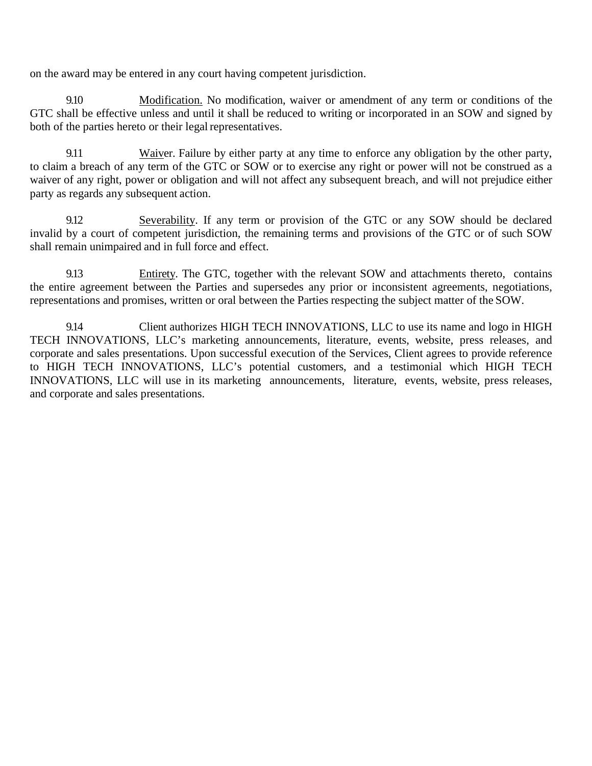on the award may be entered in any court having competent jurisdiction.

9.10 Modification. No modification, waiver or amendment of any term or conditions of the GTC shall be effective unless and until it shall be reduced to writing or incorporated in an SOW and signed by both of the parties hereto or their legal representatives.

9.11 Waiver. Failure by either party at any time to enforce any obligation by the other party, to claim a breach of any term of the GTC or SOW or to exercise any right or power will not be construed as a waiver of any right, power or obligation and will not affect any subsequent breach, and will not prejudice either party as regards any subsequent action.

9.12 Severability. If any term or provision of the GTC or any SOW should be declared invalid by a court of competent jurisdiction, the remaining terms and provisions of the GTC or of such SOW shall remain unimpaired and in full force and effect.

9.13 Entirety. The GTC, together with the relevant SOW and attachments thereto, contains the entire agreement between the Parties and supersedes any prior or inconsistent agreements, negotiations, representations and promises, written or oral between the Parties respecting the subject matter of the SOW.

9.14 Client authorizes HIGH TECH INNOVATIONS, LLC to use its name and logo in HIGH TECH INNOVATIONS, LLC's marketing announcements, literature, events, website, press releases, and corporate and sales presentations. Upon successful execution of the Services, Client agrees to provide reference to HIGH TECH INNOVATIONS, LLC's potential customers, and a testimonial which HIGH TECH INNOVATIONS, LLC will use in its marketing announcements, literature, events, website, press releases, and corporate and sales presentations.